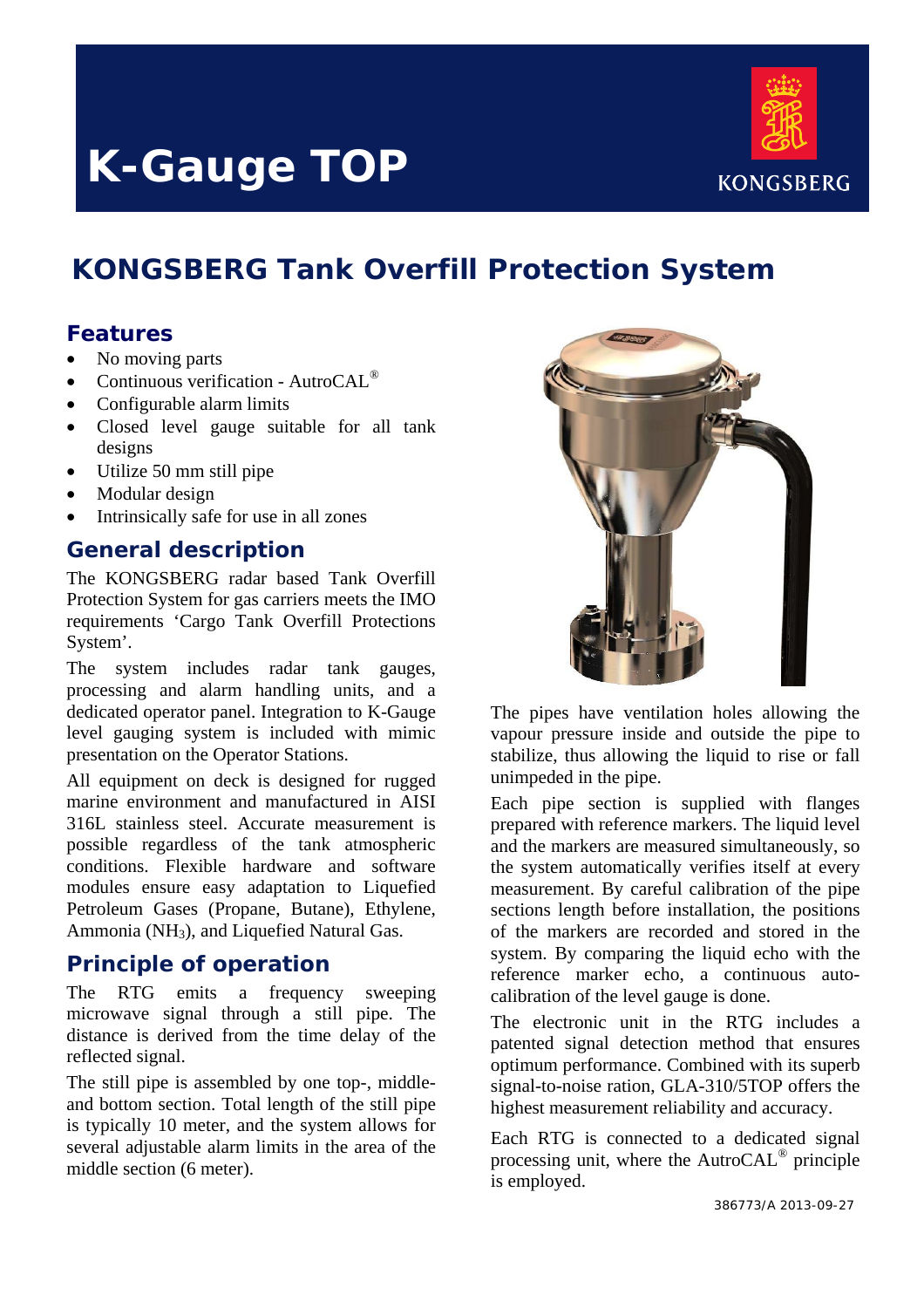# K-Gauge TOP

KONGSBERG

## KONGSBERG Tank Overfill Protection System

### Features

- No moving parts
- Continuous verification - AutroCAL®
- Configurable alarm limits
- Closed level gauge suitable for all tank designs
- Utilize 50 mm still pipe
- Modular design
- Intrinsically safe for use in all zones

### General description

The KONGSBERG radar based Tank Overfill Protection System for gas carriers meets the IMO requirements 'Cargo Tank Overfill Protections System'.

The system includes radar tank gauges, processing and alarm handling units, and a dedicated operator panel. Integration to K-Gauge level gauging system is included with mimic presentation on the Operator Stations.

All equipment on deck is designed for rugged marine environment and manufactured in AISI 316L stainless steel. Accurate measurement is possible regardless of the tank atmospheric conditions. Flexible hardware and software modules ensure easy adaptation to Liquefied Petroleum Gases (Propane, Butane), Ethylene, Ammonia ($NH_3$), and Liquefied Natural Gas.

### Principle of operation

The RTG emits a frequency sweeping microwave signal through a still pipe. The distance is derived from the time delay of the reflected signal.

The still pipe is assembled by one top-, middle- and bottom section. Total length of the still pipe is typically 10 meter, and the system allows for several adjustable alarm limits in the area of the middle section (6 meter).

The pipes have ventilation holes allowing the vapour pressure inside and outside the pipe to stabilize, thus allowing the liquid to rise or fall unimpeded in the pipe.

Each pipe section is supplied with flanges prepared with reference markers. The liquid level and the markers are measured simultaneously, so the system automatically verifies itself at every measurement. By careful calibration of the pipe sections length before installation, the positions of the markers are recorded and stored in the system. By comparing the liquid echo with the reference marker echo, a continuous auto-calibration of the level gauge is done.

The electronic unit in the RTG includes a patented signal detection method that ensures optimum performance. Combined with its superb signal-to-noise ration, GLA-310/5TOP offers the highest measurement reliability and accuracy.

Each RTG is connected to a dedicated signal processing unit, where the AutroCAL® principle is employed.

386773/A 2013-09-27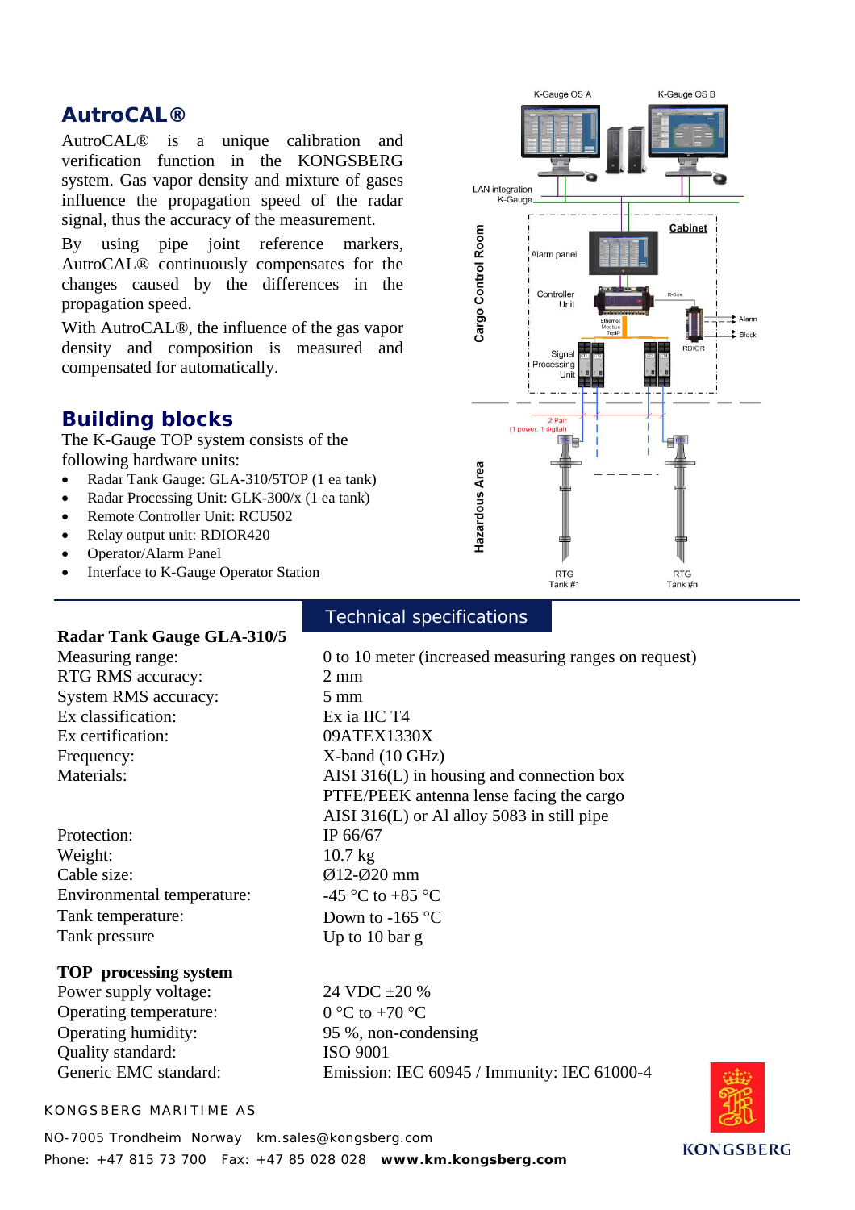## AutroCAL®

AutroCAL® is a unique calibration and verification function in the KONGSBERG system. Gas vapor density and mixture of gases influence the propagation speed of the radar signal, thus the accuracy of the measurement.

By using pipe joint reference markers, AutroCAL® continuously compensates for the changes caused by the differences in the propagation speed.

With AutroCAL®, the influence of the gas vapor density and composition is measured and compensated for automatically.

## Building blocks

The K-Gauge TOP system consists of the following hardware units:

- Radar Tank Gauge: GLA-310/5TOP (1 ea tank)
- Radar Processing Unit: GLK-300/x (1 ea tank)
- Remote Controller Unit: RCU502
- Relay output unit: RDIOR420
- Operator/Alarm Panel
- Interface to K-Gauge Operator Station

K-Gauge OS A
K-Gauge OS B
LAN integration K-Gauge
Cabinet
Cargo Control Room
Alarm panel
Controller Unit
R-Bus
Ethernet Modbus Tcp/IP
RDIOR
Alarm
Block
Signal Processing Unit
2 Pair (1 power, 1 digital)
Hazardous Area
RTG Tank #1
RTG Tank #n

## Technical specifications

| | |
|---|---|
| **Radar Tank Gauge GLA-310/5** | |
| Measuring range: | 0 to 10 meter (increased measuring ranges on request) |
| RTG RMS accuracy: | 2 mm |
| System RMS accuracy: | 5 mm |
| Ex classification: | Ex ia IIC T4 |
| Ex certification: | 09ATEX1330X |
| Frequency: | X-band (10 GHz) |
| Materials: | AISI 316(L) in housing and connection box<br>PTFE/PEEK antenna lense facing the cargo<br>AISI 316(L) or Al alloy 5083 in still pipe |
| Protection: | IP 66/67 |
| Weight: | 10.7 kg |
| Cable size: | Ø12-Ø20 mm |
| Environmental temperature: | -45 °C to +85 °C |
| Tank temperature: | Down to -165 °C |
| Tank pressure | Up to 10 bar g |
| **TOP processing system** | |
| Power supply voltage: | 24 VDC ±20 % |
| Operating temperature: | 0 °C to +70 °C |
| Operating humidity: | 95 %, non-condensing |
| Quality standard: | ISO 9001 |
| Generic EMC standard: | Emission: IEC 60945 / Immunity: IEC 61000-4 |

KONGSBERG MARITIME AS

NO-7005 Trondheim Norway km.sales@kongsberg.com
Phone: +47 815 73 700 Fax: +47 85 028 028 **www.km.kongsberg.com**

KONGSBERG